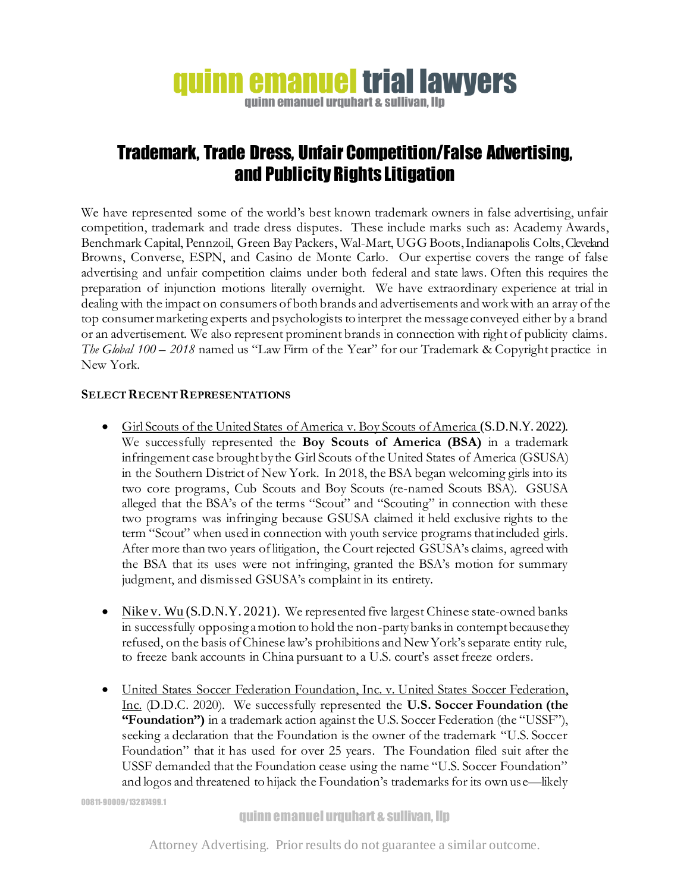# quinn emanuel trial lawyers

quinn emanuel urquhart & sullivan, llp

## Trademark, Trade Dress, Unfair Competition/False Advertising, and Publicity Rights Litigation

We have represented some of the world's best known trademark owners in false advertising, unfair competition, trademark and trade dress disputes. These include marks such as: Academy Awards, Benchmark Capital, Pennzoil, Green Bay Packers, Wal-Mart, UGG Boots, Indianapolis Colts, Cleveland Browns, Converse, ESPN, and Casino de Monte Carlo. Our expertise covers the range of false advertising and unfair competition claims under both federal and state laws. Often this requires the preparation of injunction motions literally overnight. We have extraordinary experience at trial in dealing with the impact on consumers of both brands and advertisements and work with an array of the top consumer marketing experts and psychologists to interpret the message conveyed either by a brand or an advertisement. We also represent prominent brands in connection with right of publicity claims. *The Global 100 – 2018* named us "Law Firm of the Year" for our Trademark & Copyright practice in New York.

**SELECT RECENT REPRESENTATIONS**

- Girl Scouts of the United States of America v. Boy Scouts of America (S.D.N.Y. 2022). We successfully represented the **Boy Scouts of America (BSA)** in a trademark infringement case brought by the Girl Scouts of the United States of America (GSUSA) in the Southern District of New York. In 2018, the BSA began welcoming girls into its two core programs, Cub Scouts and Boy Scouts (re-named Scouts BSA). GSUSA alleged that the BSA's of the terms "Scout" and "Scouting" in connection with these two programs was infringing because GSUSA claimed it held exclusive rights to the term "Scout" when used in connection with youth service programs that included girls. After more than two years of litigation, the Court rejected GSUSA's claims, agreed with the BSA that its uses were not infringing, granted the BSA's motion for summary judgment, and dismissed GSUSA's complaint in its entirety.

- Nike v. Wu (S.D.N.Y. 2021). We represented five largest Chinese state-owned banks in successfully opposing a motion to hold the non-party banks in contempt because they refused, on the basis of Chinese law's prohibitions and New York's separate entity rule, to freeze bank accounts in China pursuant to a U.S. court's asset freeze orders.

- United States Soccer Federation Foundation, Inc. v. United States Soccer Federation, Inc. (D.D.C. 2020). We successfully represented the **U.S. Soccer Foundation (the "Foundation")** in a trademark action against the U.S. Soccer Federation (the "USSF"), seeking a declaration that the Foundation is the owner of the trademark "U.S. Soccer Foundation" that it has used for over 25 years. The Foundation filed suit after the USSF demanded that the Foundation cease using the name "U.S. Soccer Foundation" and logos and threatened to hijack the Foundation's trademarks for its own use—likely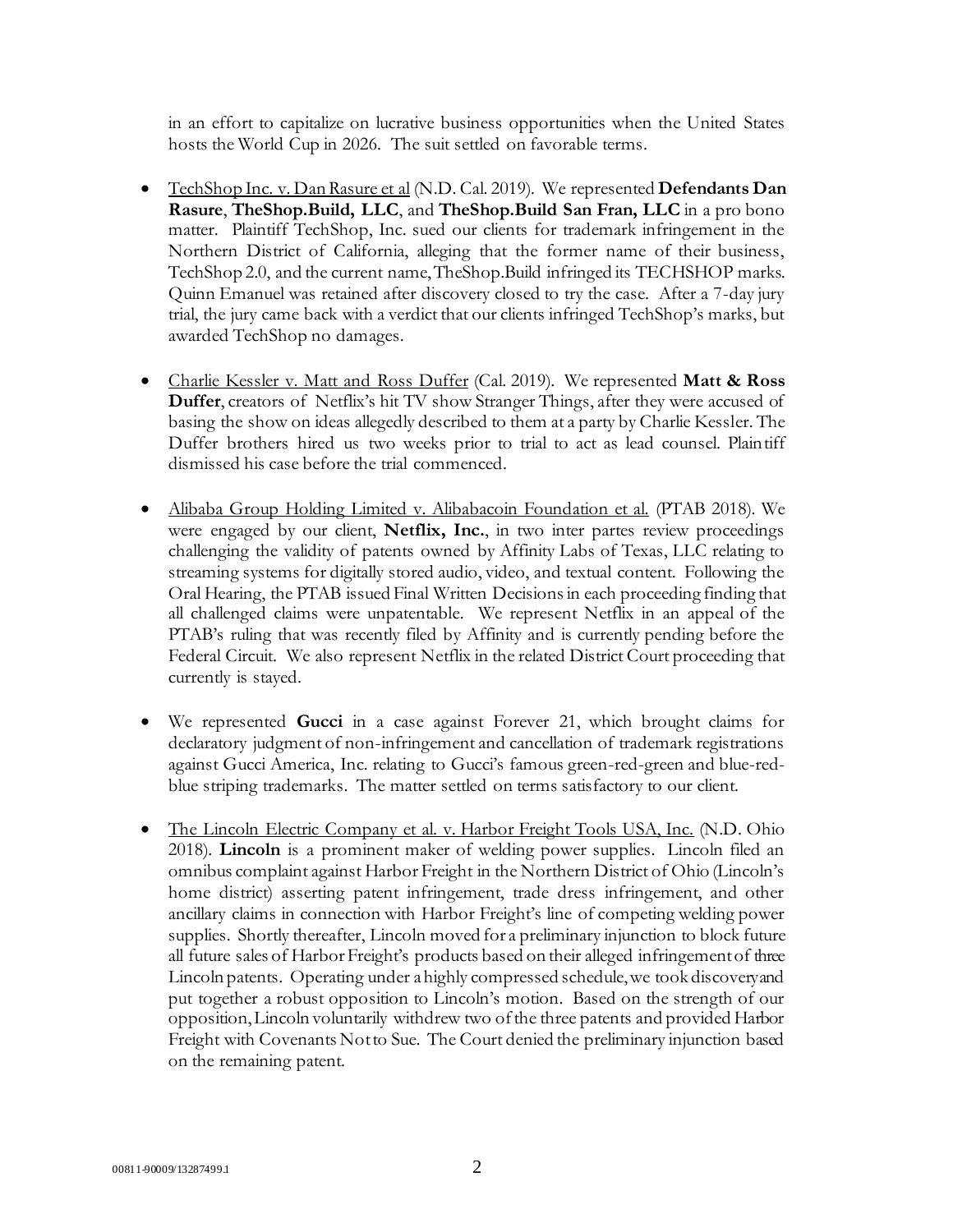in an effort to capitalize on lucrative business opportunities when the United States hosts the World Cup in 2026. The suit settled on favorable terms.

- TechShop Inc. v. Dan Rasure et al (N.D. Cal. 2019). We represented **Defendants Dan Rasure**, **TheShop.Build, LLC**, and **TheShop.Build San Fran, LLC** in a pro bono matter. Plaintiff TechShop, Inc. sued our clients for trademark infringement in the Northern District of California, alleging that the former name of their business, TechShop 2.0, and the current name, TheShop.Build infringed its TECHSHOP marks. Quinn Emanuel was retained after discovery closed to try the case. After a 7-day jury trial, the jury came back with a verdict that our clients infringed TechShop's marks, but awarded TechShop no damages.

- Charlie Kessler v. Matt and Ross Duffer (Cal. 2019). We represented **Matt & Ross Duffer**, creators of Netflix's hit TV show Stranger Things, after they were accused of basing the show on ideas allegedly described to them at a party by Charlie Kessler. The Duffer brothers hired us two weeks prior to trial to act as lead counsel. Plaintiff dismissed his case before the trial commenced.

- Alibaba Group Holding Limited v. Alibabacoin Foundation et al. (PTAB 2018). We were engaged by our client, **Netflix, Inc.**, in two inter partes review proceedings challenging the validity of patents owned by Affinity Labs of Texas, LLC relating to streaming systems for digitally stored audio, video, and textual content. Following the Oral Hearing, the PTAB issued Final Written Decisions in each proceeding finding that all challenged claims were unpatentable. We represent Netflix in an appeal of the PTAB's ruling that was recently filed by Affinity and is currently pending before the Federal Circuit. We also represent Netflix in the related District Court proceeding that currently is stayed.

- We represented **Gucci** in a case against Forever 21, which brought claims for declaratory judgment of non-infringement and cancellation of trademark registrations against Gucci America, Inc. relating to Gucci's famous green-red-green and blue-red-blue striping trademarks. The matter settled on terms satisfactory to our client.

- The Lincoln Electric Company et al. v. Harbor Freight Tools USA, Inc. (N.D. Ohio 2018). **Lincoln** is a prominent maker of welding power supplies. Lincoln filed an omnibus complaint against Harbor Freight in the Northern District of Ohio (Lincoln's home district) asserting patent infringement, trade dress infringement, and other ancillary claims in connection with Harbor Freight's line of competing welding power supplies. Shortly thereafter, Lincoln moved for a preliminary injunction to block future all future sales of Harbor Freight's products based on their alleged infringement of three Lincoln patents. Operating under a highly compressed schedule, we took discovery and put together a robust opposition to Lincoln's motion. Based on the strength of our opposition, Lincoln voluntarily withdrew two of the three patents and provided Harbor Freight with Covenants Not to Sue. The Court denied the preliminary injunction based on the remaining patent.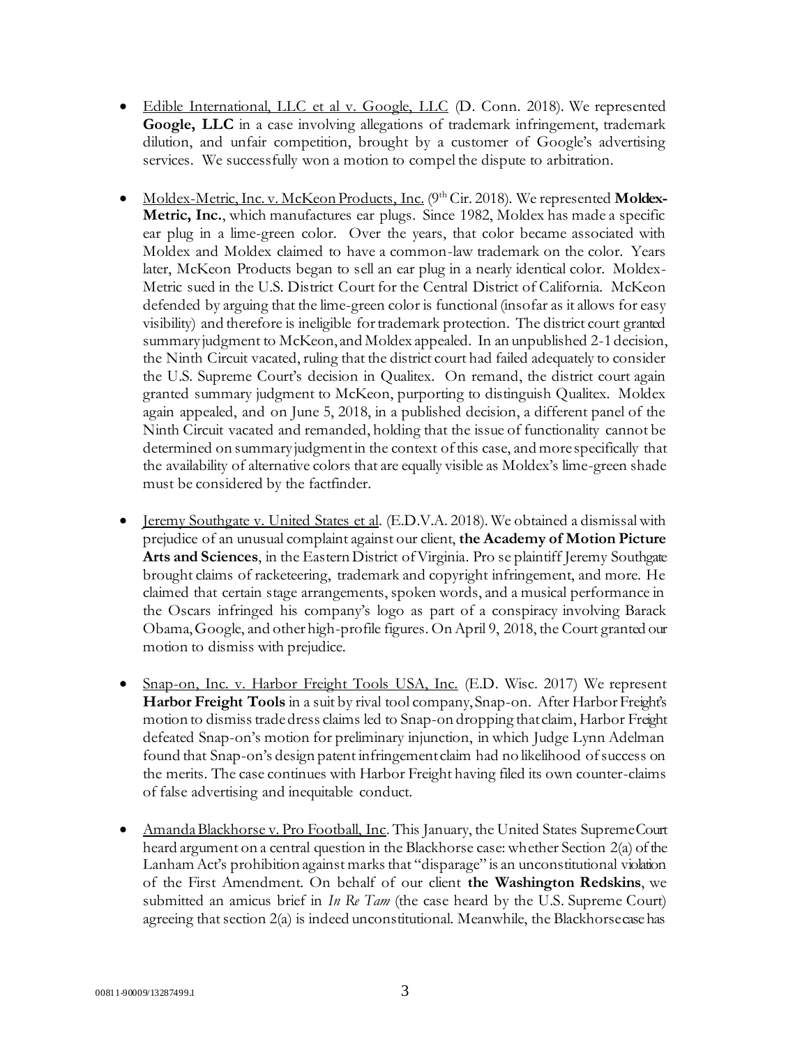- Edible International, LLC et al v. Google, LLC (D. Conn. 2018). We represented **Google, LLC** in a case involving allegations of trademark infringement, trademark dilution, and unfair competition, brought by a customer of Google's advertising services. We successfully won a motion to compel the dispute to arbitration.

- Moldex-Metric, Inc. v. McKeon Products, Inc. (9th Cir. 2018). We represented **Moldex-Metric, Inc.**, which manufactures ear plugs. Since 1982, Moldex has made a specific ear plug in a lime-green color. Over the years, that color became associated with Moldex and Moldex claimed to have a common-law trademark on the color. Years later, McKeon Products began to sell an ear plug in a nearly identical color. Moldex-Metric sued in the U.S. District Court for the Central District of California. McKeon defended by arguing that the lime-green color is functional (insofar as it allows for easy visibility) and therefore is ineligible for trademark protection. The district court granted summary judgment to McKeon, and Moldex appealed. In an unpublished 2-1 decision, the Ninth Circuit vacated, ruling that the district court had failed adequately to consider the U.S. Supreme Court's decision in Qualitex. On remand, the district court again granted summary judgment to McKeon, purporting to distinguish Qualitex. Moldex again appealed, and on June 5, 2018, in a published decision, a different panel of the Ninth Circuit vacated and remanded, holding that the issue of functionality cannot be determined on summary judgment in the context of this case, and more specifically that the availability of alternative colors that are equally visible as Moldex's lime-green shade must be considered by the factfinder.

- Jeremy Southgate v. United States et al. (E.D.V.A. 2018). We obtained a dismissal with prejudice of an unusual complaint against our client, **the Academy of Motion Picture Arts and Sciences**, in the Eastern District of Virginia. Pro se plaintiff Jeremy Southgate brought claims of racketeering, trademark and copyright infringement, and more. He claimed that certain stage arrangements, spoken words, and a musical performance in the Oscars infringed his company's logo as part of a conspiracy involving Barack Obama, Google, and other high-profile figures. On April 9, 2018, the Court granted our motion to dismiss with prejudice.

- Snap-on, Inc. v. Harbor Freight Tools USA, Inc. (E.D. Wisc. 2017) We represent **Harbor Freight Tools** in a suit by rival tool company, Snap-on. After Harbor Freight's motion to dismiss trade dress claims led to Snap-on dropping that claim, Harbor Freight defeated Snap-on's motion for preliminary injunction, in which Judge Lynn Adelman found that Snap-on's design patent infringement claim had no likelihood of success on the merits. The case continues with Harbor Freight having filed its own counter-claims of false advertising and inequitable conduct.

- Amanda Blackhorse v. Pro Football, Inc. This January, the United States Supreme Court heard argument on a central question in the Blackhorse case: whether Section 2(a) of the Lanham Act's prohibition against marks that "disparage" is an unconstitutional violation of the First Amendment. On behalf of our client **the Washington Redskins**, we submitted an amicus brief in *In Re Tam* (the case heard by the U.S. Supreme Court) agreeing that section 2(a) is indeed unconstitutional. Meanwhile, the Blackhorse case has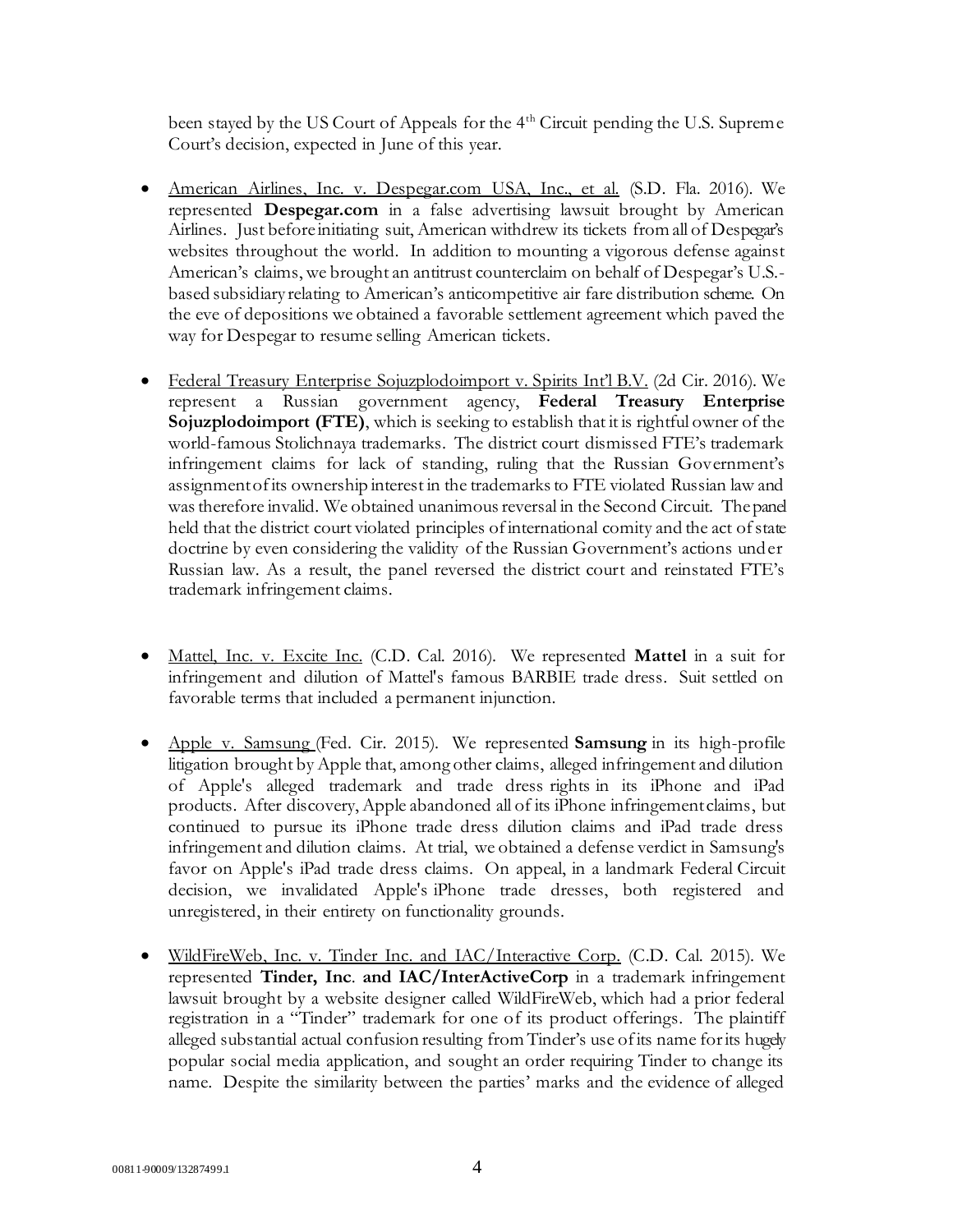been stayed by the US Court of Appeals for the 4th Circuit pending the U.S. Supreme Court's decision, expected in June of this year.

- <u>American Airlines, Inc. v. Despegar.com USA, Inc., et al.</u> (S.D. Fla. 2016). We represented **Despegar.com** in a false advertising lawsuit brought by American Airlines. Just before initiating suit, American withdrew its tickets from all of Despegar's websites throughout the world. In addition to mounting a vigorous defense against American's claims, we brought an antitrust counterclaim on behalf of Despegar's U.S.-based subsidiary relating to American's anticompetitive air fare distribution scheme. On the eve of depositions we obtained a favorable settlement agreement which paved the way for Despegar to resume selling American tickets.

- <u>Federal Treasury Enterprise Sojuzplodoimport v. Spirits Int'l B.V.</u> (2d Cir. 2016). We represent a Russian government agency, **Federal Treasury Enterprise Sojuzplodoimport (FTE)**, which is seeking to establish that it is rightful owner of the world-famous Stolichnaya trademarks. The district court dismissed FTE's trademark infringement claims for lack of standing, ruling that the Russian Government's assignment of its ownership interest in the trademarks to FTE violated Russian law and was therefore invalid. We obtained unanimous reversal in the Second Circuit. The panel held that the district court violated principles of international comity and the act of state doctrine by even considering the validity of the Russian Government's actions under Russian law. As a result, the panel reversed the district court and reinstated FTE's trademark infringement claims.

- <u>Mattel, Inc. v. Excite Inc.</u> (C.D. Cal. 2016). We represented **Mattel** in a suit for infringement and dilution of Mattel's famous BARBIE trade dress. Suit settled on favorable terms that included a permanent injunction.

- <u>Apple v. Samsung</u> (Fed. Cir. 2015). We represented **Samsung** in its high-profile litigation brought by Apple that, among other claims, alleged infringement and dilution of Apple's alleged trademark and trade dress rights in its iPhone and iPad products. After discovery, Apple abandoned all of its iPhone infringement claims, but continued to pursue its iPhone trade dress dilution claims and iPad trade dress infringement and dilution claims. At trial, we obtained a defense verdict in Samsung's favor on Apple's iPad trade dress claims. On appeal, in a landmark Federal Circuit decision, we invalidated Apple's iPhone trade dresses, both registered and unregistered, in their entirety on functionality grounds.

- <u>WildFireWeb, Inc. v. Tinder Inc. and IAC/Interactive Corp.</u> (C.D. Cal. 2015). We represented **Tinder, Inc. and IAC/InterActiveCorp** in a trademark infringement lawsuit brought by a website designer called WildFireWeb, which had a prior federal registration in a "Tinder" trademark for one of its product offerings. The plaintiff alleged substantial actual confusion resulting from Tinder's use of its name for its hugely popular social media application, and sought an order requiring Tinder to change its name. Despite the similarity between the parties' marks and the evidence of alleged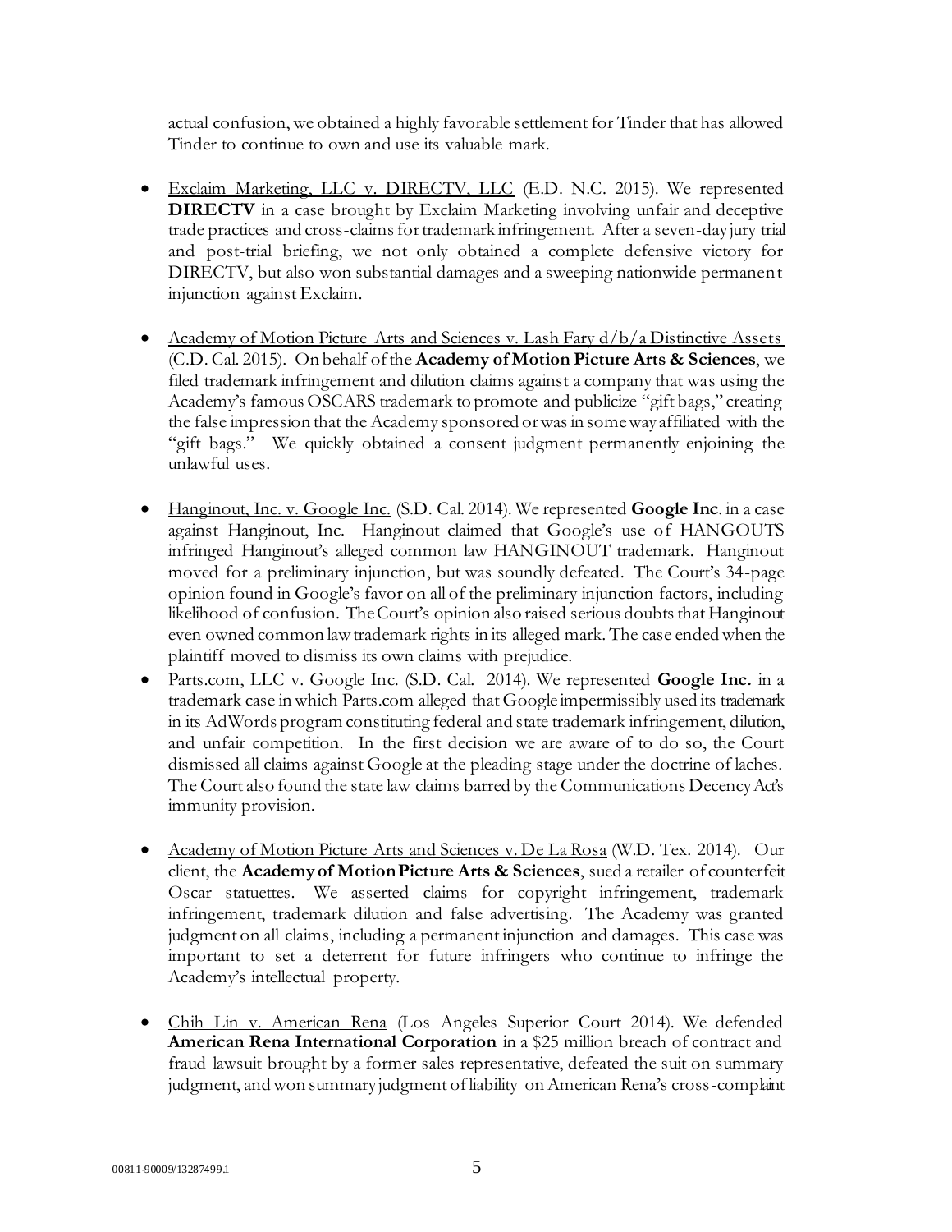actual confusion, we obtained a highly favorable settlement for Tinder that has allowed Tinder to continue to own and use its valuable mark.

- Exclaim Marketing, LLC v. DIRECTV, LLC (E.D. N.C. 2015). We represented **DIRECTV** in a case brought by Exclaim Marketing involving unfair and deceptive trade practices and cross-claims for trademark infringement. After a seven-day jury trial and post-trial briefing, we not only obtained a complete defensive victory for DIRECTV, but also won substantial damages and a sweeping nationwide permanent injunction against Exclaim.

- Academy of Motion Picture Arts and Sciences v. Lash Fary d/b/a Distinctive Assets (C.D. Cal. 2015). On behalf of the **Academy of Motion Picture Arts & Sciences**, we filed trademark infringement and dilution claims against a company that was using the Academy's famous OSCARS trademark to promote and publicize "gift bags," creating the false impression that the Academy sponsored or was in some way affiliated with the "gift bags." We quickly obtained a consent judgment permanently enjoining the unlawful uses.

- Hanginout, Inc. v. Google Inc. (S.D. Cal. 2014). We represented **Google Inc**. in a case against Hanginout, Inc. Hanginout claimed that Google's use of HANGOUTS infringed Hanginout's alleged common law HANGINOUT trademark. Hanginout moved for a preliminary injunction, but was soundly defeated. The Court's 34-page opinion found in Google's favor on all of the preliminary injunction factors, including likelihood of confusion. The Court's opinion also raised serious doubts that Hanginout even owned common law trademark rights in its alleged mark. The case ended when the plaintiff moved to dismiss its own claims with prejudice.
- Parts.com, LLC v. Google Inc. (S.D. Cal. 2014). We represented **Google Inc.** in a trademark case in which Parts.com alleged that Google impermissibly used its trademark in its AdWords program constituting federal and state trademark infringement, dilution, and unfair competition. In the first decision we are aware of to do so, the Court dismissed all claims against Google at the pleading stage under the doctrine of laches. The Court also found the state law claims barred by the Communications Decency Act's immunity provision.

- Academy of Motion Picture Arts and Sciences v. De La Rosa (W.D. Tex. 2014). Our client, the **Academy of Motion Picture Arts & Sciences**, sued a retailer of counterfeit Oscar statuettes. We asserted claims for copyright infringement, trademark infringement, trademark dilution and false advertising. The Academy was granted judgment on all claims, including a permanent injunction and damages. This case was important to set a deterrent for future infringers who continue to infringe the Academy's intellectual property.

- Chih Lin v. American Rena (Los Angeles Superior Court 2014). We defended **American Rena International Corporation** in a $25 million breach of contract and fraud lawsuit brought by a former sales representative, defeated the suit on summary judgment, and won summary judgment of liability on American Rena's cross-complaint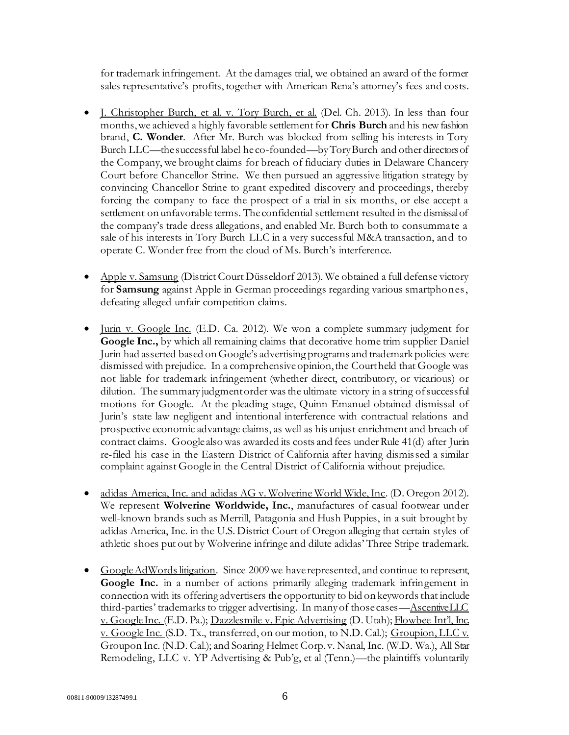for trademark infringement. At the damages trial, we obtained an award of the former sales representative's profits, together with American Rena's attorney's fees and costs.

- J. Christopher Burch, et al. v. Tory Burch, et al. (Del. Ch. 2013). In less than four months, we achieved a highly favorable settlement for **Chris Burch** and his new fashion brand, **C. Wonder**. After Mr. Burch was blocked from selling his interests in Tory Burch LLC—the successful label he co-founded—by Tory Burch and other directors of the Company, we brought claims for breach of fiduciary duties in Delaware Chancery Court before Chancellor Strine. We then pursued an aggressive litigation strategy by convincing Chancellor Strine to grant expedited discovery and proceedings, thereby forcing the company to face the prospect of a trial in six months, or else accept a settlement on unfavorable terms. The confidential settlement resulted in the dismissal of the company's trade dress allegations, and enabled Mr. Burch both to consummate a sale of his interests in Tory Burch LLC in a very successful M&A transaction, and to operate C. Wonder free from the cloud of Ms. Burch's interference.

- Apple v. Samsung (District Court Düsseldorf 2013). We obtained a full defense victory for **Samsung** against Apple in German proceedings regarding various smartphones, defeating alleged unfair competition claims.

- Jurin v. Google Inc. (E.D. Ca. 2012). We won a complete summary judgment for **Google Inc.,** by which all remaining claims that decorative home trim supplier Daniel Jurin had asserted based on Google's advertising programs and trademark policies were dismissed with prejudice. In a comprehensive opinion, the Court held that Google was not liable for trademark infringement (whether direct, contributory, or vicarious) or dilution. The summary judgment order was the ultimate victory in a string of successful motions for Google. At the pleading stage, Quinn Emanuel obtained dismissal of Jurin's state law negligent and intentional interference with contractual relations and prospective economic advantage claims, as well as his unjust enrichment and breach of contract claims. Google also was awarded its costs and fees under Rule 41(d) after Jurin re-filed his case in the Eastern District of California after having dismissed a similar complaint against Google in the Central District of California without prejudice.

- adidas America, Inc. and adidas AG v. Wolverine World Wide, Inc. (D. Oregon 2012). We represent **Wolverine Worldwide, Inc.**, manufactures of casual footwear under well-known brands such as Merrill, Patagonia and Hush Puppies, in a suit brought by adidas America, Inc. in the U.S. District Court of Oregon alleging that certain styles of athletic shoes put out by Wolverine infringe and dilute adidas' Three Stripe trademark.

- Google AdWords litigation. Since 2009 we have represented, and continue to represent, **Google Inc.** in a number of actions primarily alleging trademark infringement in connection with its offering advertisers the opportunity to bid on keywords that include third-parties' trademarks to trigger advertising. In many of those cases—Ascentive LLC v. Google Inc. (E.D. Pa.); Dazzlesmile v. Epic Advertising (D. Utah); Flowbee Int'l, Inc. v. Google Inc. (S.D. Tx., transferred, on our motion, to N.D. Cal.); Groupion, LLC v. Groupon Inc. (N.D. Cal.); and Soaring Helmet Corp. v. Nanal, Inc. (W.D. Wa.), All Star Remodeling, LLC v. YP Advertising & Pub'g, et al (Tenn.)—the plaintiffs voluntarily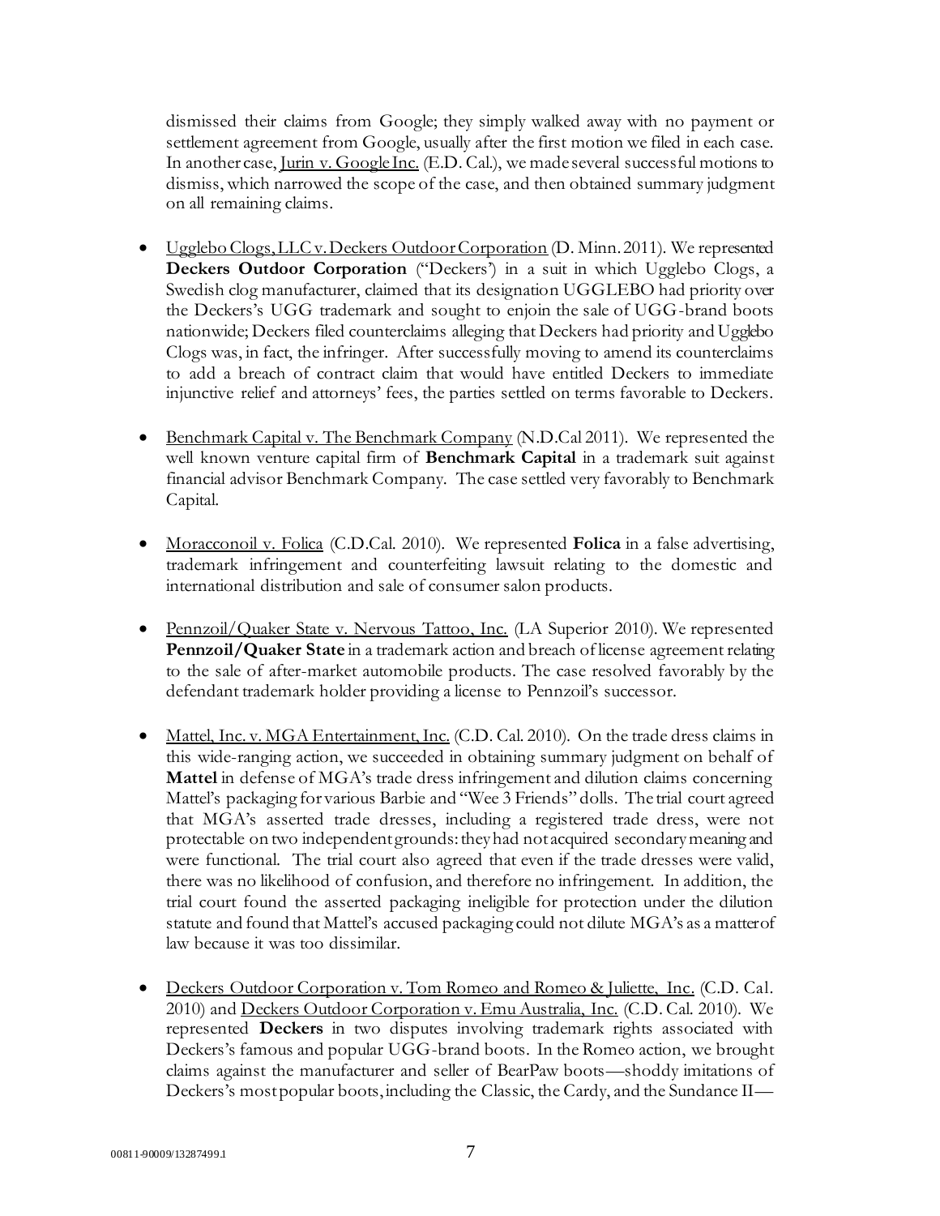dismissed their claims from Google; they simply walked away with no payment or settlement agreement from Google, usually after the first motion we filed in each case. In another case, Jurin v. Google Inc. (E.D. Cal.), we made several successful motions to dismiss, which narrowed the scope of the case, and then obtained summary judgment on all remaining claims.

- Ugglebo Clogs, LLC v. Deckers Outdoor Corporation (D. Minn. 2011). We represented **Deckers Outdoor Corporation** ("Deckers") in a suit in which Ugglebo Clogs, a Swedish clog manufacturer, claimed that its designation UGGLEBO had priority over the Deckers's UGG trademark and sought to enjoin the sale of UGG-brand boots nationwide; Deckers filed counterclaims alleging that Deckers had priority and Ugglebo Clogs was, in fact, the infringer. After successfully moving to amend its counterclaims to add a breach of contract claim that would have entitled Deckers to immediate injunctive relief and attorneys' fees, the parties settled on terms favorable to Deckers.

- Benchmark Capital v. The Benchmark Company (N.D.Cal 2011). We represented the well known venture capital firm of **Benchmark Capital** in a trademark suit against financial advisor Benchmark Company. The case settled very favorably to Benchmark Capital.

- Moracconoil v. Folica (C.D.Cal. 2010). We represented **Folica** in a false advertising, trademark infringement and counterfeiting lawsuit relating to the domestic and international distribution and sale of consumer salon products.

- Pennzoil/Quaker State v. Nervous Tattoo, Inc. (LA Superior 2010). We represented **Pennzoil/Quaker State** in a trademark action and breach of license agreement relating to the sale of after-market automobile products. The case resolved favorably by the defendant trademark holder providing a license to Pennzoil's successor.

- Mattel, Inc. v. MGA Entertainment, Inc. (C.D. Cal. 2010). On the trade dress claims in this wide-ranging action, we succeeded in obtaining summary judgment on behalf of **Mattel** in defense of MGA's trade dress infringement and dilution claims concerning Mattel's packaging for various Barbie and "Wee 3 Friends" dolls. The trial court agreed that MGA's asserted trade dresses, including a registered trade dress, were not protectable on two independent grounds: they had not acquired secondary meaning and were functional. The trial court also agreed that even if the trade dresses were valid, there was no likelihood of confusion, and therefore no infringement. In addition, the trial court found the asserted packaging ineligible for protection under the dilution statute and found that Mattel's accused packaging could not dilute MGA's as a matter of law because it was too dissimilar.

- Deckers Outdoor Corporation v. Tom Romeo and Romeo & Juliette, Inc. (C.D. Cal. 2010) and Deckers Outdoor Corporation v. Emu Australia, Inc. (C.D. Cal. 2010). We represented **Deckers** in two disputes involving trademark rights associated with Deckers's famous and popular UGG-brand boots. In the Romeo action, we brought claims against the manufacturer and seller of BearPaw boots—shoddy imitations of Deckers's most popular boots, including the Classic, the Cardy, and the Sundance II—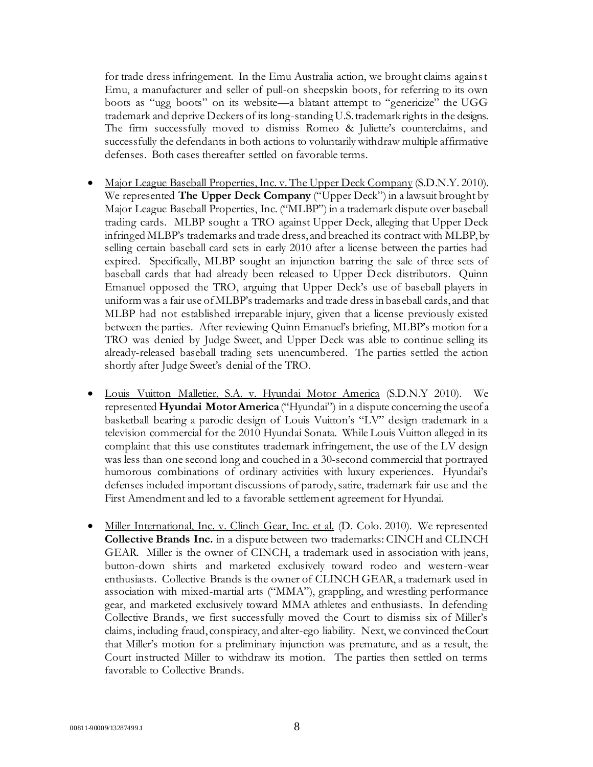for trade dress infringement. In the Emu Australia action, we brought claims against Emu, a manufacturer and seller of pull-on sheepskin boots, for referring to its own boots as "ugg boots" on its website—a blatant attempt to "genericize" the UGG trademark and deprive Deckers of its long-standing U.S. trademark rights in the designs. The firm successfully moved to dismiss Romeo & Juliette's counterclaims, and successfully the defendants in both actions to voluntarily withdraw multiple affirmative defenses. Both cases thereafter settled on favorable terms.

- Major League Baseball Properties, Inc. v. The Upper Deck Company (S.D.N.Y. 2010). We represented **The Upper Deck Company** ("Upper Deck") in a lawsuit brought by Major League Baseball Properties, Inc. ("MLBP") in a trademark dispute over baseball trading cards. MLBP sought a TRO against Upper Deck, alleging that Upper Deck infringed MLBP's trademarks and trade dress, and breached its contract with MLBP, by selling certain baseball card sets in early 2010 after a license between the parties had expired. Specifically, MLBP sought an injunction barring the sale of three sets of baseball cards that had already been released to Upper Deck distributors. Quinn Emanuel opposed the TRO, arguing that Upper Deck's use of baseball players in uniform was a fair use of MLBP's trademarks and trade dress in baseball cards, and that MLBP had not established irreparable injury, given that a license previously existed between the parties. After reviewing Quinn Emanuel's briefing, MLBP's motion for a TRO was denied by Judge Sweet, and Upper Deck was able to continue selling its already-released baseball trading sets unencumbered. The parties settled the action shortly after Judge Sweet's denial of the TRO.

- Louis Vuitton Malletier, S.A. v. Hyundai Motor America (S.D.N.Y 2010). We represented **Hyundai Motor America** ("Hyundai") in a dispute concerning the use of a basketball bearing a parodic design of Louis Vuitton's "LV" design trademark in a television commercial for the 2010 Hyundai Sonata. While Louis Vuitton alleged in its complaint that this use constitutes trademark infringement, the use of the LV design was less than one second long and couched in a 30-second commercial that portrayed humorous combinations of ordinary activities with luxury experiences. Hyundai's defenses included important discussions of parody, satire, trademark fair use and the First Amendment and led to a favorable settlement agreement for Hyundai.

- Miller International, Inc. v. Clinch Gear, Inc. et al. (D. Colo. 2010). We represented **Collective Brands Inc.** in a dispute between two trademarks: CINCH and CLINCH GEAR. Miller is the owner of CINCH, a trademark used in association with jeans, button-down shirts and marketed exclusively toward rodeo and western-wear enthusiasts. Collective Brands is the owner of CLINCH GEAR, a trademark used in association with mixed-martial arts ("MMA"), grappling, and wrestling performance gear, and marketed exclusively toward MMA athletes and enthusiasts. In defending Collective Brands, we first successfully moved the Court to dismiss six of Miller's claims, including fraud, conspiracy, and alter-ego liability. Next, we convinced the Court that Miller's motion for a preliminary injunction was premature, and as a result, the Court instructed Miller to withdraw its motion. The parties then settled on terms favorable to Collective Brands.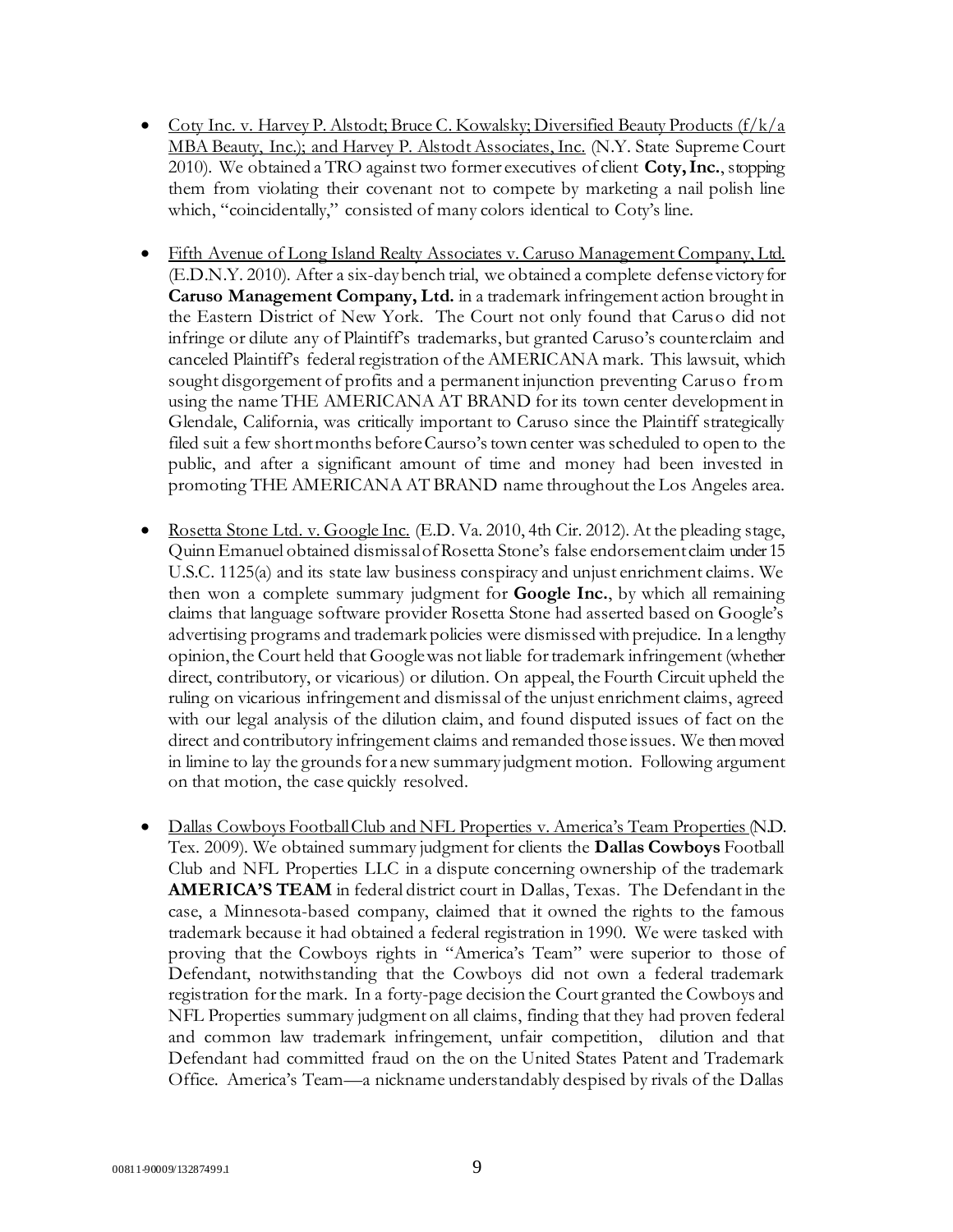- Coty Inc. v. Harvey P. Alstodt; Bruce C. Kowalsky; Diversified Beauty Products (f/k/a MBA Beauty, Inc.); and Harvey P. Alstodt Associates, Inc. (N.Y. State Supreme Court 2010). We obtained a TRO against two former executives of client **Coty, Inc.**, stopping them from violating their covenant not to compete by marketing a nail polish line which, "coincidentally," consisted of many colors identical to Coty's line.

- Fifth Avenue of Long Island Realty Associates v. Caruso Management Company, Ltd. (E.D.N.Y. 2010). After a six-day bench trial, we obtained a complete defense victory for **Caruso Management Company, Ltd.** in a trademark infringement action brought in the Eastern District of New York. The Court not only found that Caruso did not infringe or dilute any of Plaintiff's trademarks, but granted Caruso's counterclaim and canceled Plaintiff's federal registration of the AMERICANA mark. This lawsuit, which sought disgorgement of profits and a permanent injunction preventing Caruso from using the name THE AMERICANA AT BRAND for its town center development in Glendale, California, was critically important to Caruso since the Plaintiff strategically filed suit a few short months before Caurso's town center was scheduled to open to the public, and after a significant amount of time and money had been invested in promoting THE AMERICANA AT BRAND name throughout the Los Angeles area.

- Rosetta Stone Ltd. v. Google Inc. (E.D. Va. 2010, 4th Cir. 2012). At the pleading stage, Quinn Emanuel obtained dismissal of Rosetta Stone's false endorsement claim under 15 U.S.C. 1125(a) and its state law business conspiracy and unjust enrichment claims. We then won a complete summary judgment for **Google Inc.**, by which all remaining claims that language software provider Rosetta Stone had asserted based on Google's advertising programs and trademark policies were dismissed with prejudice. In a lengthy opinion, the Court held that Google was not liable for trademark infringement (whether direct, contributory, or vicarious) or dilution. On appeal, the Fourth Circuit upheld the ruling on vicarious infringement and dismissal of the unjust enrichment claims, agreed with our legal analysis of the dilution claim, and found disputed issues of fact on the direct and contributory infringement claims and remanded those issues. We then moved in limine to lay the grounds for a new summary judgment motion. Following argument on that motion, the case quickly resolved.

- Dallas Cowboys Football Club and NFL Properties v. America's Team Properties (N.D. Tex. 2009). We obtained summary judgment for clients the **Dallas Cowboys** Football Club and NFL Properties LLC in a dispute concerning ownership of the trademark **AMERICA'S TEAM** in federal district court in Dallas, Texas. The Defendant in the case, a Minnesota-based company, claimed that it owned the rights to the famous trademark because it had obtained a federal registration in 1990. We were tasked with proving that the Cowboys rights in "America's Team" were superior to those of Defendant, notwithstanding that the Cowboys did not own a federal trademark registration for the mark. In a forty-page decision the Court granted the Cowboys and NFL Properties summary judgment on all claims, finding that they had proven federal and common law trademark infringement, unfair competition, dilution and that Defendant had committed fraud on the on the United States Patent and Trademark Office. America's Team—a nickname understandably despised by rivals of the Dallas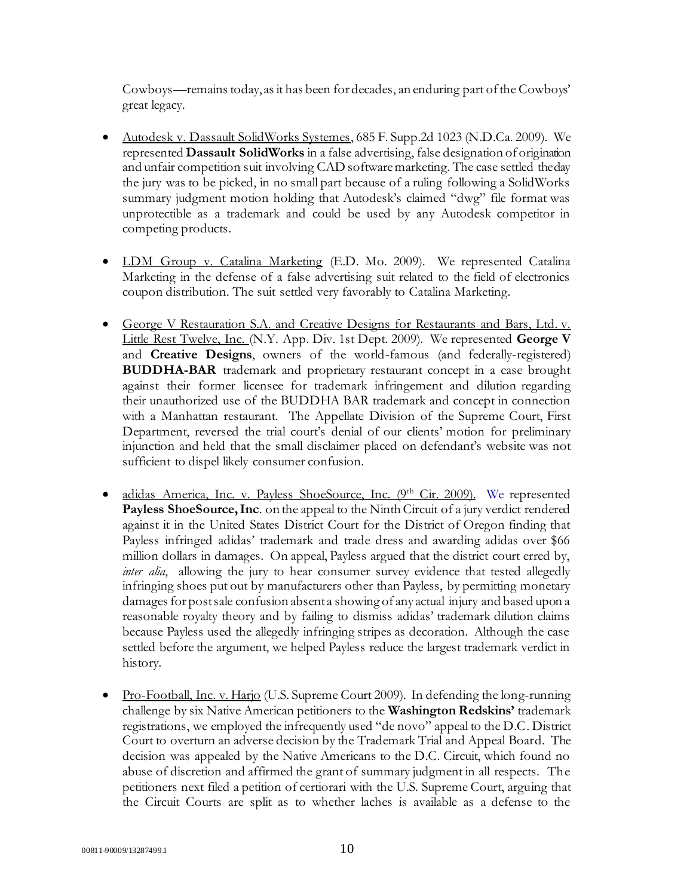Cowboys—remains today, as it has been for decades, an enduring part of the Cowboys' great legacy.

- Autodesk v. Dassault SolidWorks Systemes, 685 F. Supp.2d 1023 (N.D.Ca. 2009). We represented **Dassault SolidWorks** in a false advertising, false designation of origination and unfair competition suit involving CAD software marketing. The case settled the day the jury was to be picked, in no small part because of a ruling following a SolidWorks summary judgment motion holding that Autodesk's claimed "dwg" file format was unprotectible as a trademark and could be used by any Autodesk competitor in competing products.

- LDM Group v. Catalina Marketing (E.D. Mo. 2009). We represented Catalina Marketing in the defense of a false advertising suit related to the field of electronics coupon distribution. The suit settled very favorably to Catalina Marketing.

- George V Restauration S.A. and Creative Designs for Restaurants and Bars, Ltd. v. Little Rest Twelve, Inc. (N.Y. App. Div. 1st Dept. 2009). We represented **George V** and **Creative Designs**, owners of the world-famous (and federally-registered) **BUDDHA-BAR** trademark and proprietary restaurant concept in a case brought against their former licensee for trademark infringement and dilution regarding their unauthorized use of the BUDDHA BAR trademark and concept in connection with a Manhattan restaurant. The Appellate Division of the Supreme Court, First Department, reversed the trial court's denial of our clients' motion for preliminary injunction and held that the small disclaimer placed on defendant's website was not sufficient to dispel likely consumer confusion.

- adidas America, Inc. v. Payless ShoeSource, Inc. (9th Cir. 2009). We represented **Payless ShoeSource, Inc**. on the appeal to the Ninth Circuit of a jury verdict rendered against it in the United States District Court for the District of Oregon finding that Payless infringed adidas' trademark and trade dress and awarding adidas over $66 million dollars in damages. On appeal, Payless argued that the district court erred by, *inter alia*, allowing the jury to hear consumer survey evidence that tested allegedly infringing shoes put out by manufacturers other than Payless, by permitting monetary damages for post sale confusion absent a showing of any actual injury and based upon a reasonable royalty theory and by failing to dismiss adidas' trademark dilution claims because Payless used the allegedly infringing stripes as decoration. Although the case settled before the argument, we helped Payless reduce the largest trademark verdict in history.

- Pro-Football, Inc. v. Harjo (U.S. Supreme Court 2009). In defending the long-running challenge by six Native American petitioners to the **Washington Redskins'** trademark registrations, we employed the infrequently used "de novo" appeal to the D.C. District Court to overturn an adverse decision by the Trademark Trial and Appeal Board. The decision was appealed by the Native Americans to the D.C. Circuit, which found no abuse of discretion and affirmed the grant of summary judgment in all respects. The petitioners next filed a petition of certiorari with the U.S. Supreme Court, arguing that the Circuit Courts are split as to whether laches is available as a defense to the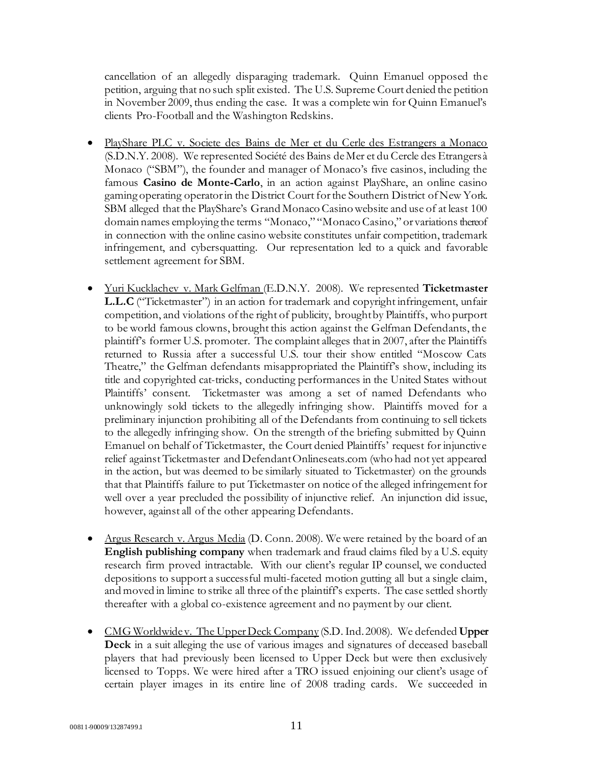cancellation of an allegedly disparaging trademark. Quinn Emanuel opposed the petition, arguing that no such split existed. The U.S. Supreme Court denied the petition in November 2009, thus ending the case. It was a complete win for Quinn Emanuel's clients Pro-Football and the Washington Redskins.

- <u>PlayShare PLC v. Societe des Bains de Mer et du Cerle des Estrangers a Monaco</u> (S.D.N.Y. 2008). We represented Société des Bains de Mer et du Cercle des Etrangers à Monaco ("SBM"), the founder and manager of Monaco's five casinos, including the famous **Casino de Monte-Carlo**, in an action against PlayShare, an online casino gaming operating operator in the District Court for the Southern District of New York. SBM alleged that the PlayShare's Grand Monaco Casino website and use of at least 100 domain names employing the terms "Monaco," "Monaco Casino," or variations thereof in connection with the online casino website constitutes unfair competition, trademark infringement, and cybersquatting. Our representation led to a quick and favorable settlement agreement for SBM.

- <u>Yuri Kucklachev v. Mark Gelfman</u> (E.D.N.Y. 2008). We represented **Ticketmaster L.L.C** ("Ticketmaster") in an action for trademark and copyright infringement, unfair competition, and violations of the right of publicity, brought by Plaintiffs, who purport to be world famous clowns, brought this action against the Gelfman Defendants, the plaintiff's former U.S. promoter. The complaint alleges that in 2007, after the Plaintiffs returned to Russia after a successful U.S. tour their show entitled "Moscow Cats Theatre," the Gelfman defendants misappropriated the Plaintiff's show, including its title and copyrighted cat-tricks, conducting performances in the United States without Plaintiffs' consent. Ticketmaster was among a set of named Defendants who unknowingly sold tickets to the allegedly infringing show. Plaintiffs moved for a preliminary injunction prohibiting all of the Defendants from continuing to sell tickets to the allegedly infringing show. On the strength of the briefing submitted by Quinn Emanuel on behalf of Ticketmaster, the Court denied Plaintiffs' request for injunctive relief against Ticketmaster and Defendant Onlineseats.com (who had not yet appeared in the action, but was deemed to be similarly situated to Ticketmaster) on the grounds that that Plaintiffs failure to put Ticketmaster on notice of the alleged infringement for well over a year precluded the possibility of injunctive relief. An injunction did issue, however, against all of the other appearing Defendants.

- <u>Argus Research v. Argus Media</u> (D. Conn. 2008). We were retained by the board of an **English publishing company** when trademark and fraud claims filed by a U.S. equity research firm proved intractable. With our client's regular IP counsel, we conducted depositions to support a successful multi-faceted motion gutting all but a single claim, and moved in limine to strike all three of the plaintiff's experts. The case settled shortly thereafter with a global co-existence agreement and no payment by our client.

- <u>CMG Worldwide v. The Upper Deck Company</u> (S.D. Ind. 2008). We defended **Upper Deck** in a suit alleging the use of various images and signatures of deceased baseball players that had previously been licensed to Upper Deck but were then exclusively licensed to Topps. We were hired after a TRO issued enjoining our client's usage of certain player images in its entire line of 2008 trading cards. We succeeded in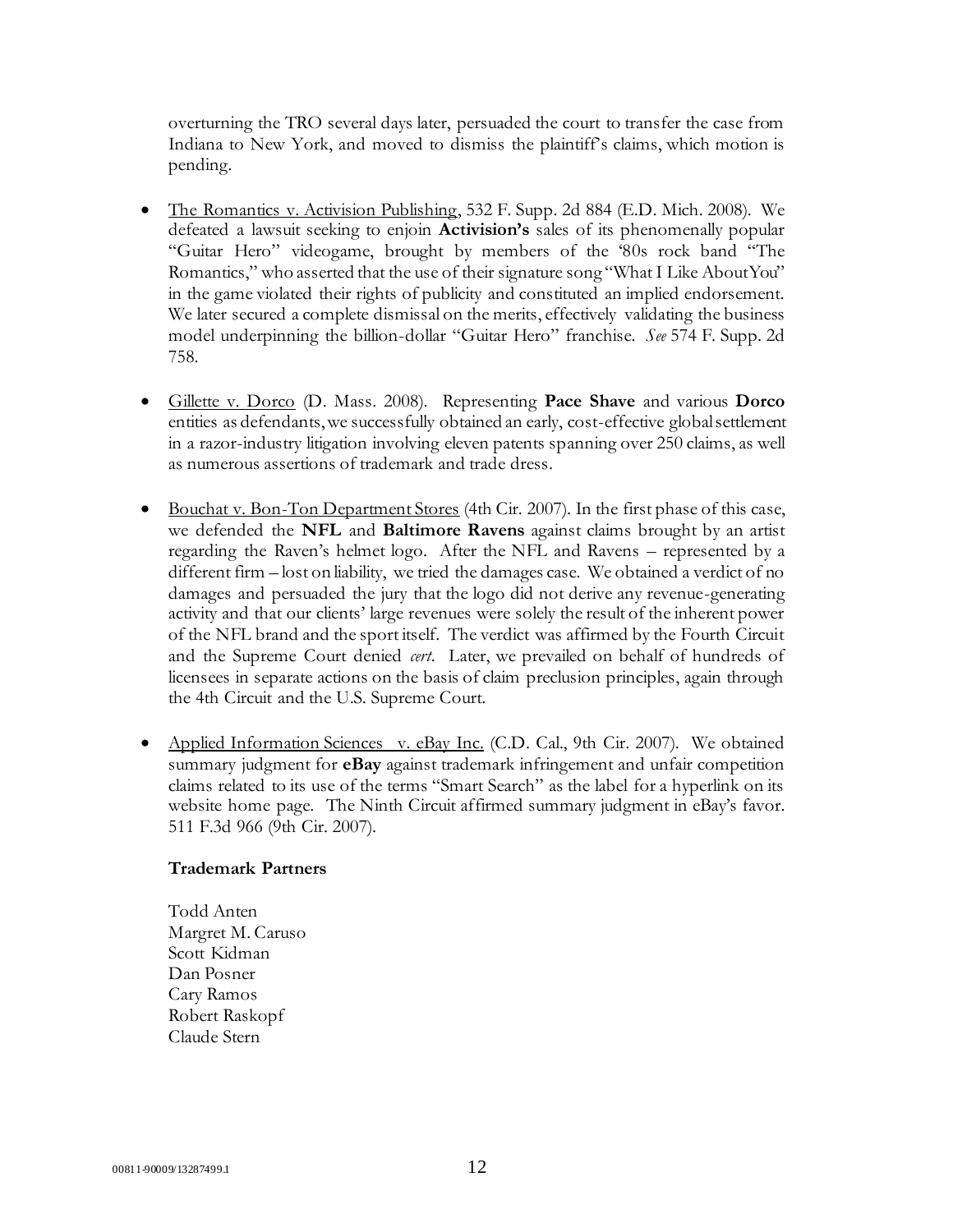overturning the TRO several days later, persuaded the court to transfer the case from Indiana to New York, and moved to dismiss the plaintiff's claims, which motion is pending.

- The Romantics v. Activision Publishing, 532 F. Supp. 2d 884 (E.D. Mich. 2008). We defeated a lawsuit seeking to enjoin **Activision's** sales of its phenomenally popular "Guitar Hero" videogame, brought by members of the '80s rock band "The Romantics," who asserted that the use of their signature song "What I Like About You" in the game violated their rights of publicity and constituted an implied endorsement. We later secured a complete dismissal on the merits, effectively validating the business model underpinning the billion-dollar "Guitar Hero" franchise. *See* 574 F. Supp. 2d 758.

- Gillette v. Dorco (D. Mass. 2008). Representing **Pace Shave** and various **Dorco** entities as defendants, we successfully obtained an early, cost-effective global settlement in a razor-industry litigation involving eleven patents spanning over 250 claims, as well as numerous assertions of trademark and trade dress.

- Bouchat v. Bon-Ton Department Stores (4th Cir. 2007). In the first phase of this case, we defended the **NFL** and **Baltimore Ravens** against claims brought by an artist regarding the Raven's helmet logo. After the NFL and Ravens – represented by a different firm – lost on liability, we tried the damages case. We obtained a verdict of no damages and persuaded the jury that the logo did not derive any revenue-generating activity and that our clients' large revenues were solely the result of the inherent power of the NFL brand and the sport itself. The verdict was affirmed by the Fourth Circuit and the Supreme Court denied *cert*. Later, we prevailed on behalf of hundreds of licensees in separate actions on the basis of claim preclusion principles, again through the 4th Circuit and the U.S. Supreme Court.

- Applied Information Sciences v. eBay Inc. (C.D. Cal., 9th Cir. 2007). We obtained summary judgment for **eBay** against trademark infringement and unfair competition claims related to its use of the terms "Smart Search" as the label for a hyperlink on its website home page. The Ninth Circuit affirmed summary judgment in eBay's favor. 511 F.3d 966 (9th Cir. 2007).

**Trademark Partners**

Todd Anten
Margret M. Caruso
Scott Kidman
Dan Posner
Cary Ramos
Robert Raskopf
Claude Stern

00811-90009/13287499.1